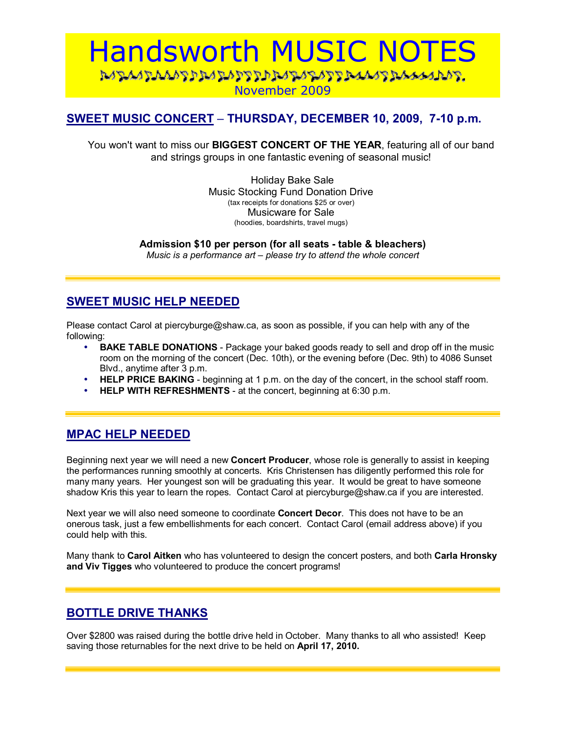# Handsworth MUSIC NOTES

November 2009

## SWEET MUSIC CONCERT – THURSDAY, DECEMBER 10, 2009, 7-10 p.m.

You won't want to miss our **BIGGEST CONCERT OF THE YEAR**, featuring all of our band and strings groups in one fantastic evening of seasonal music!

Holiday Bake Sale
Music Stocking Fund Donation Drive
(tax receipts for donations $25 or over)
Musicware for Sale
(hoodies, boardshirts, travel mugs)

**Admission $10 per person (for all seats - table & bleachers)**
*Music is a performance art – please try to attend the whole concert*

---

## SWEET MUSIC HELP NEEDED

Please contact Carol at piercyburge@shaw.ca, as soon as possible, if you can help with any of the following:

- **BAKE TABLE DONATIONS** - Package your baked goods ready to sell and drop off in the music room on the morning of the concert (Dec. 10th), or the evening before (Dec. 9th) to 4086 Sunset Blvd., anytime after 3 p.m.
- **HELP PRICE BAKING** - beginning at 1 p.m. on the day of the concert, in the school staff room.
- **HELP WITH REFRESHMENTS** - at the concert, beginning at 6:30 p.m.

---

## MPAC HELP NEEDED

Beginning next year we will need a new **Concert Producer**, whose role is generally to assist in keeping the performances running smoothly at concerts. Kris Christensen has diligently performed this role for many many years. Her youngest son will be graduating this year. It would be great to have someone shadow Kris this year to learn the ropes. Contact Carol at piercyburge@shaw.ca if you are interested.

Next year we will also need someone to coordinate **Concert Decor**. This does not have to be an onerous task, just a few embellishments for each concert. Contact Carol (email address above) if you could help with this.

Many thank to **Carol Aitken** who has volunteered to design the concert posters, and both **Carla Hronsky and Viv Tigges** who volunteered to produce the concert programs!

---

## BOTTLE DRIVE THANKS

Over $2800 was raised during the bottle drive held in October. Many thanks to all who assisted! Keep saving those returnables for the next drive to be held on **April 17, 2010.**

---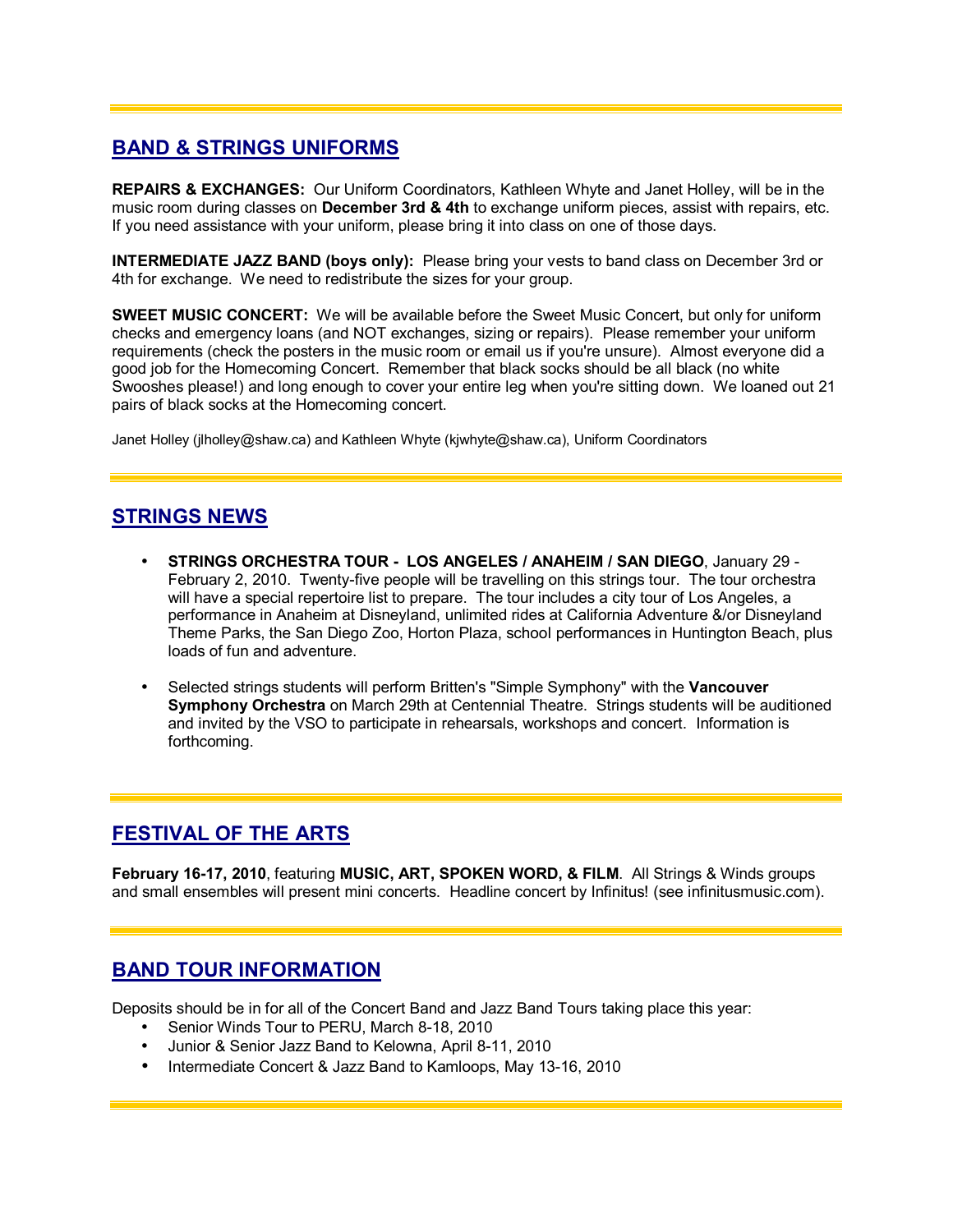## BAND & STRINGS UNIFORMS

**REPAIRS & EXCHANGES:** Our Uniform Coordinators, Kathleen Whyte and Janet Holley, will be in the music room during classes on **December 3rd & 4th** to exchange uniform pieces, assist with repairs, etc. If you need assistance with your uniform, please bring it into class on one of those days.

**INTERMEDIATE JAZZ BAND (boys only):** Please bring your vests to band class on December 3rd or 4th for exchange. We need to redistribute the sizes for your group.

**SWEET MUSIC CONCERT:** We will be available before the Sweet Music Concert, but only for uniform checks and emergency loans (and NOT exchanges, sizing or repairs). Please remember your uniform requirements (check the posters in the music room or email us if you're unsure). Almost everyone did a good job for the Homecoming Concert. Remember that black socks should be all black (no white Swooshes please!) and long enough to cover your entire leg when you're sitting down. We loaned out 21 pairs of black socks at the Homecoming concert.

Janet Holley (jlholley@shaw.ca) and Kathleen Whyte (kjwhyte@shaw.ca), Uniform Coordinators

## STRINGS NEWS

- **STRINGS ORCHESTRA TOUR - LOS ANGELES / ANAHEIM / SAN DIEGO**, January 29 - February 2, 2010. Twenty-five people will be travelling on this strings tour. The tour orchestra will have a special repertoire list to prepare. The tour includes a city tour of Los Angeles, a performance in Anaheim at Disneyland, unlimited rides at California Adventure &/or Disneyland Theme Parks, the San Diego Zoo, Horton Plaza, school performances in Huntington Beach, plus loads of fun and adventure.
- Selected strings students will perform Britten's "Simple Symphony" with the **Vancouver Symphony Orchestra** on March 29th at Centennial Theatre. Strings students will be auditioned and invited by the VSO to participate in rehearsals, workshops and concert. Information is forthcoming.

## FESTIVAL OF THE ARTS

**February 16-17, 2010**, featuring **MUSIC, ART, SPOKEN WORD, & FILM**. All Strings & Winds groups and small ensembles will present mini concerts. Headline concert by Infinitus! (see infinitusmusic.com).

## BAND TOUR INFORMATION

Deposits should be in for all of the Concert Band and Jazz Band Tours taking place this year:

- Senior Winds Tour to PERU, March 8-18, 2010
- Junior & Senior Jazz Band to Kelowna, April 8-11, 2010
- Intermediate Concert & Jazz Band to Kamloops, May 13-16, 2010